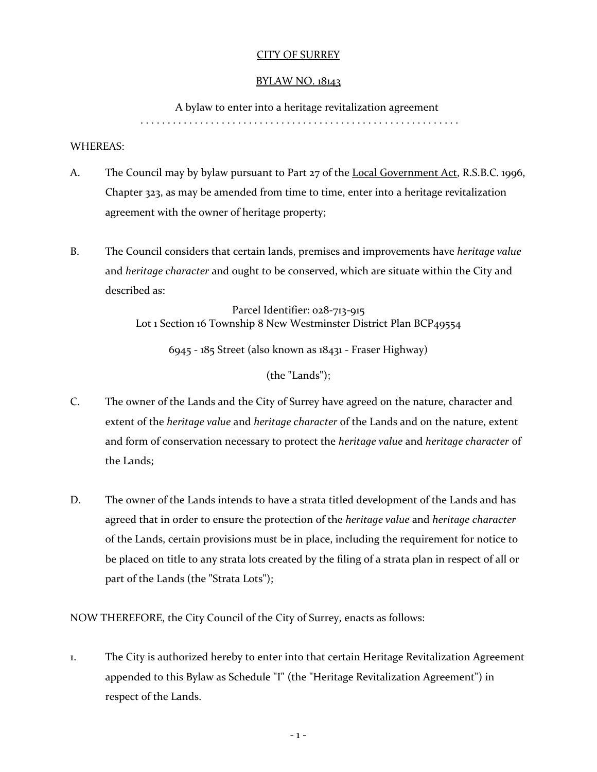# CITY OF SURREY

## BYLAW NO. 18143

A bylaw to enter into a heritage revitalization agreement

. . . . . . . . . . . . . . . . . . . . . . . . . . . . . . . . . . . . . . . . . . . . . . . . . . . . . . . . .

WHEREAS:

A. The Council may by bylaw pursuant to Part 27 of the Local Government Act, R.S.B.C. 1996, Chapter 323, as may be amended from time to time, enter into a heritage revitalization agreement with the owner of heritage property;

B. The Council considers that certain lands, premises and improvements have *heritage value* and *heritage character* and ought to be conserved, which are situate within the City and described as:

Parcel Identifier: 028-713-915
Lot 1 Section 16 Township 8 New Westminster District Plan BCP49554

6945 - 185 Street (also known as 18431 - Fraser Highway)

(the "Lands");

C. The owner of the Lands and the City of Surrey have agreed on the nature, character and extent of the *heritage value* and *heritage character* of the Lands and on the nature, extent and form of conservation necessary to protect the *heritage value* and *heritage character* of the Lands;

D. The owner of the Lands intends to have a strata titled development of the Lands and has agreed that in order to ensure the protection of the *heritage value* and *heritage character* of the Lands, certain provisions must be in place, including the requirement for notice to be placed on title to any strata lots created by the filing of a strata plan in respect of all or part of the Lands (the "Strata Lots");

NOW THEREFORE, the City Council of the City of Surrey, enacts as follows:

1. The City is authorized hereby to enter into that certain Heritage Revitalization Agreement appended to this Bylaw as Schedule "I" (the "Heritage Revitalization Agreement") in respect of the Lands.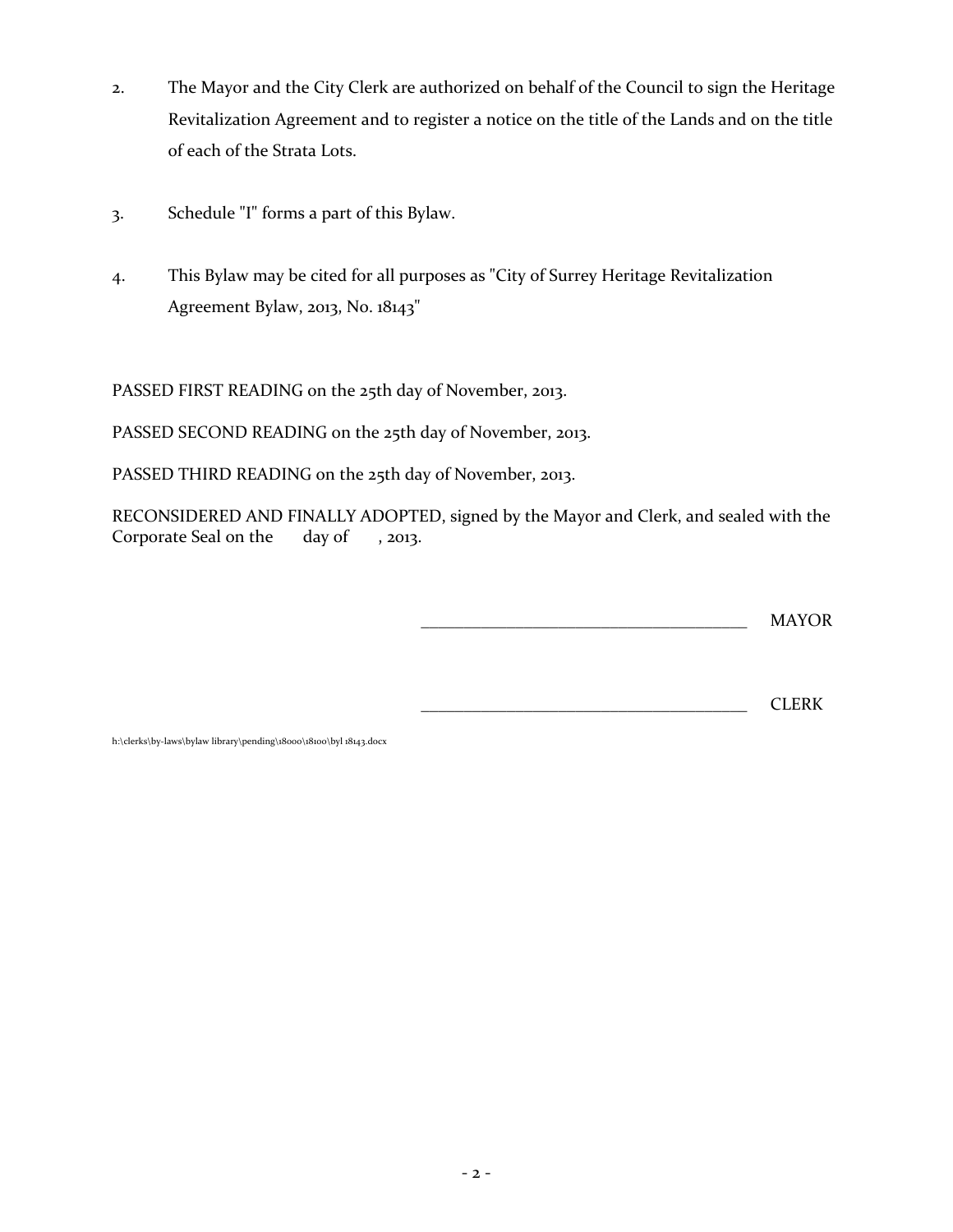2. The Mayor and the City Clerk are authorized on behalf of the Council to sign the Heritage Revitalization Agreement and to register a notice on the title of the Lands and on the title of each of the Strata Lots.

3. Schedule "I" forms a part of this Bylaw.

4. This Bylaw may be cited for all purposes as "City of Surrey Heritage Revitalization Agreement Bylaw, 2013, No. 18143"

PASSED FIRST READING on the 25th day of November, 2013.

PASSED SECOND READING on the 25th day of November, 2013.

PASSED THIRD READING on the 25th day of November, 2013.

RECONSIDERED AND FINALLY ADOPTED, signed by the Mayor and Clerk, and sealed with the Corporate Seal on the day of , 2013.

_______________________________________ MAYOR

_______________________________________ CLERK

h:\clerks\by-laws\bylaw library\pending\18000\18100\byl 18143.docx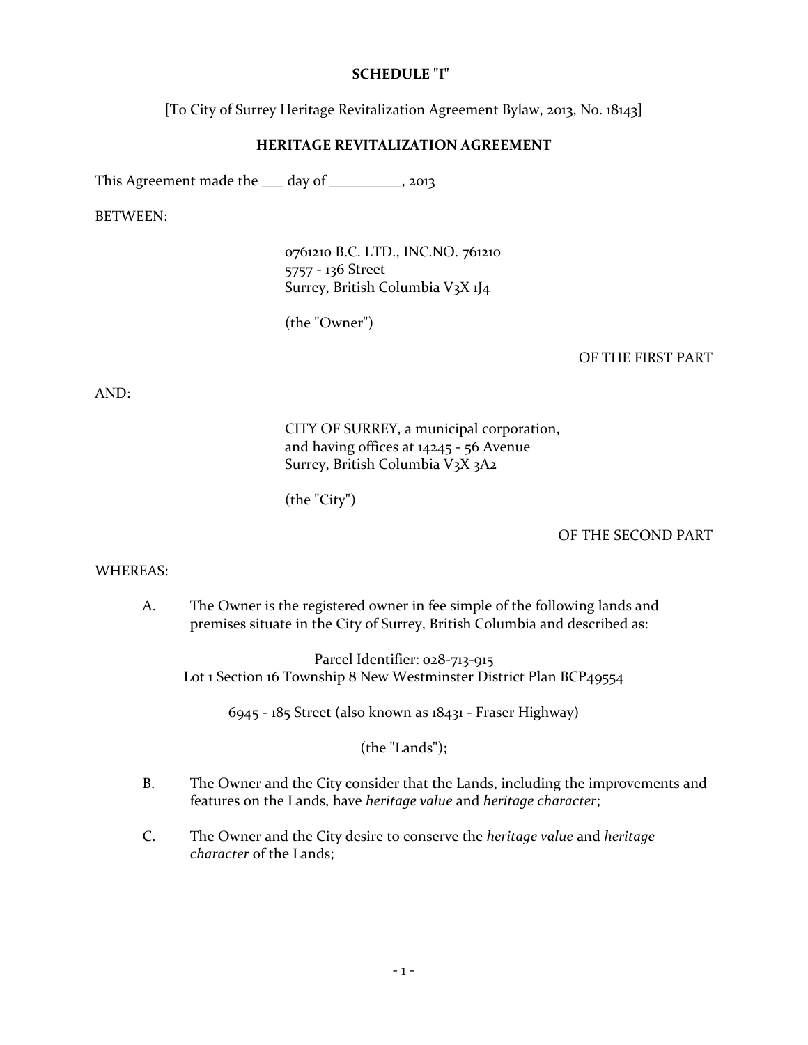**SCHEDULE "I"**

[To City of Surrey Heritage Revitalization Agreement Bylaw, 2013, No. 18143]

**HERITAGE REVITALIZATION AGREEMENT**

This Agreement made the ___ day of __________, 2013

BETWEEN:

<u>0761210 B.C. LTD., INC.NO. 761210</u>
5757 - 136 Street
Surrey, British Columbia V3X 1J4

(the "Owner")

OF THE FIRST PART

AND:

<u>CITY OF SURREY</u>, a municipal corporation,
and having offices at 14245 - 56 Avenue
Surrey, British Columbia V3X 3A2

(the "City")

OF THE SECOND PART

WHEREAS:

A. The Owner is the registered owner in fee simple of the following lands and premises situate in the City of Surrey, British Columbia and described as:

Parcel Identifier: 028-713-915
Lot 1 Section 16 Township 8 New Westminster District Plan BCP49554

6945 - 185 Street (also known as 18431 - Fraser Highway)

(the "Lands");

B. The Owner and the City consider that the Lands, including the improvements and features on the Lands, have *heritage value* and *heritage character*;

C. The Owner and the City desire to conserve the *heritage value* and *heritage character* of the Lands;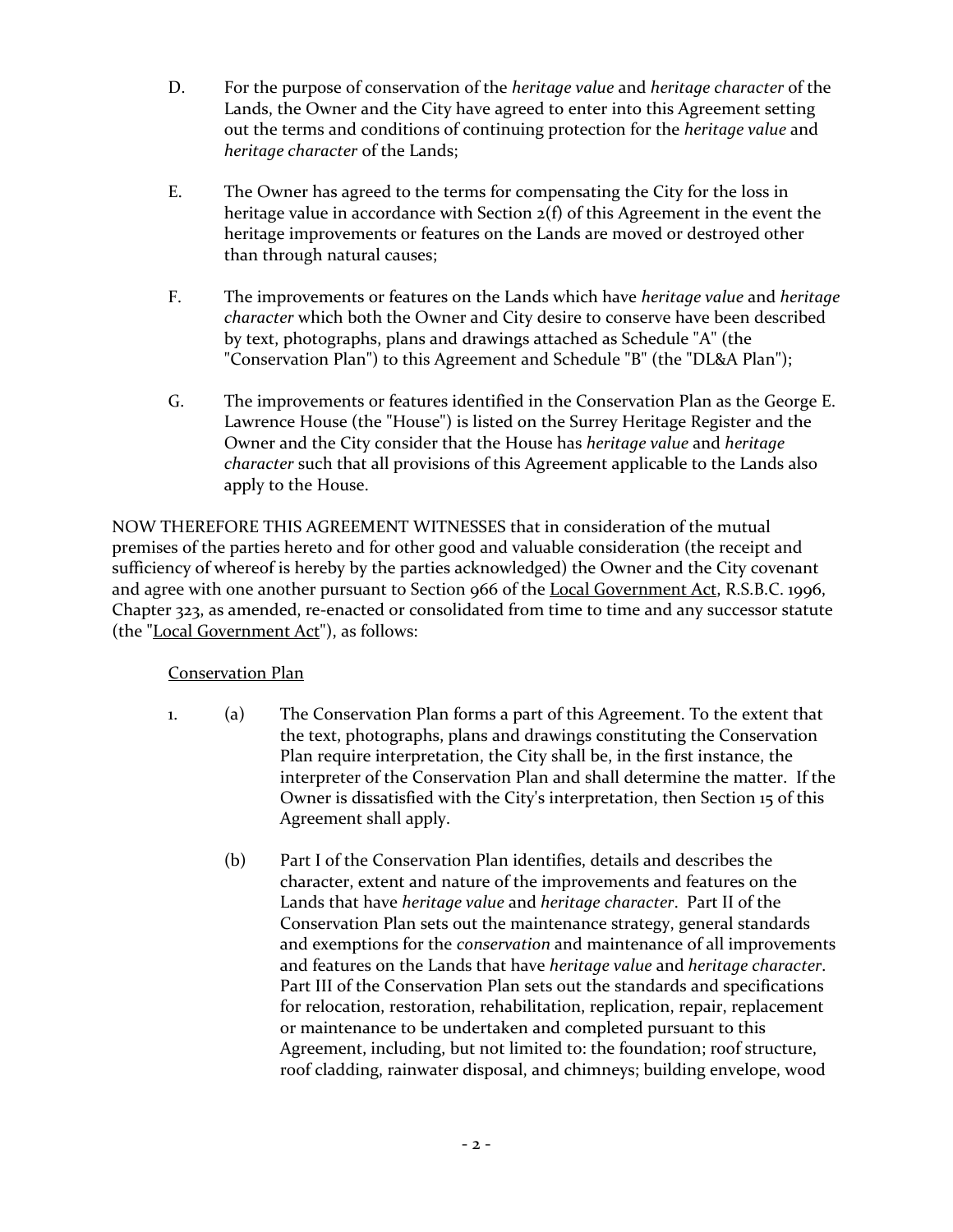D. For the purpose of conservation of the *heritage value* and *heritage character* of the Lands, the Owner and the City have agreed to enter into this Agreement setting out the terms and conditions of continuing protection for the *heritage value* and *heritage character* of the Lands;

E. The Owner has agreed to the terms for compensating the City for the loss in heritage value in accordance with Section 2(f) of this Agreement in the event the heritage improvements or features on the Lands are moved or destroyed other than through natural causes;

F. The improvements or features on the Lands which have *heritage value* and *heritage character* which both the Owner and City desire to conserve have been described by text, photographs, plans and drawings attached as Schedule "A" (the "Conservation Plan") to this Agreement and Schedule "B" (the "DL&A Plan");

G. The improvements or features identified in the Conservation Plan as the George E. Lawrence House (the "House") is listed on the Surrey Heritage Register and the Owner and the City consider that the House has *heritage value* and *heritage character* such that all provisions of this Agreement applicable to the Lands also apply to the House.

NOW THEREFORE THIS AGREEMENT WITNESSES that in consideration of the mutual premises of the parties hereto and for other good and valuable consideration (the receipt and sufficiency of whereof is hereby by the parties acknowledged) the Owner and the City covenant and agree with one another pursuant to Section 966 of the Local Government Act, R.S.B.C. 1996, Chapter 323, as amended, re-enacted or consolidated from time to time and any successor statute (the "Local Government Act"), as follows:

Conservation Plan

1. (a) The Conservation Plan forms a part of this Agreement. To the extent that the text, photographs, plans and drawings constituting the Conservation Plan require interpretation, the City shall be, in the first instance, the interpreter of the Conservation Plan and shall determine the matter. If the Owner is dissatisfied with the City's interpretation, then Section 15 of this Agreement shall apply.

   (b) Part I of the Conservation Plan identifies, details and describes the character, extent and nature of the improvements and features on the Lands that have *heritage value* and *heritage character*. Part II of the Conservation Plan sets out the maintenance strategy, general standards and exemptions for the *conservation* and maintenance of all improvements and features on the Lands that have *heritage value* and *heritage character*. Part III of the Conservation Plan sets out the standards and specifications for relocation, restoration, rehabilitation, replication, repair, replacement or maintenance to be undertaken and completed pursuant to this Agreement, including, but not limited to: the foundation; roof structure, roof cladding, rainwater disposal, and chimneys; building envelope, wood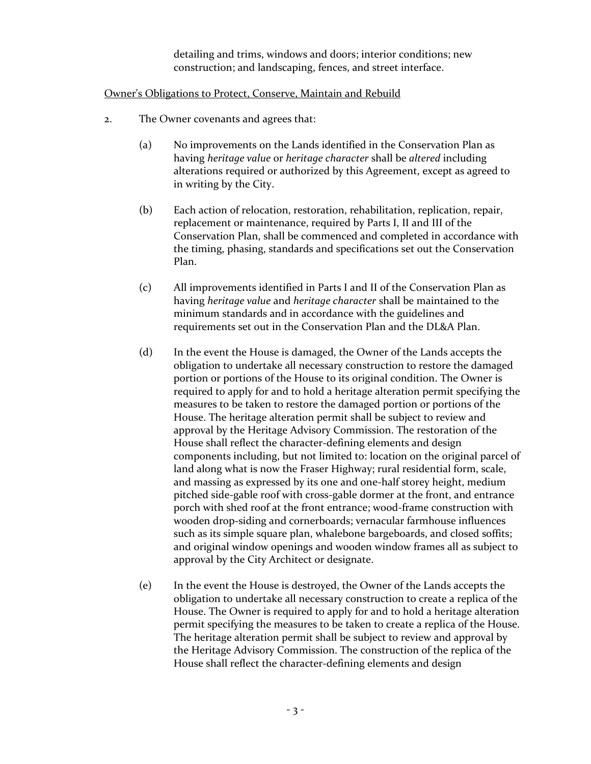detailing and trims, windows and doors; interior conditions; new construction; and landscaping, fences, and street interface.

Owner's Obligations to Protect, Conserve, Maintain and Rebuild

2. The Owner covenants and agrees that:

   (a) No improvements on the Lands identified in the Conservation Plan as having *heritage value* or *heritage character* shall be *altered* including alterations required or authorized by this Agreement, except as agreed to in writing by the City.

   (b) Each action of relocation, restoration, rehabilitation, replication, repair, replacement or maintenance, required by Parts I, II and III of the Conservation Plan, shall be commenced and completed in accordance with the timing, phasing, standards and specifications set out the Conservation Plan.

   (c) All improvements identified in Parts I and II of the Conservation Plan as having *heritage value* and *heritage character* shall be maintained to the minimum standards and in accordance with the guidelines and requirements set out in the Conservation Plan and the DL&A Plan.

   (d) In the event the House is damaged, the Owner of the Lands accepts the obligation to undertake all necessary construction to restore the damaged portion or portions of the House to its original condition. The Owner is required to apply for and to hold a heritage alteration permit specifying the measures to be taken to restore the damaged portion or portions of the House. The heritage alteration permit shall be subject to review and approval by the Heritage Advisory Commission. The restoration of the House shall reflect the character-defining elements and design components including, but not limited to: location on the original parcel of land along what is now the Fraser Highway; rural residential form, scale, and massing as expressed by its one and one-half storey height, medium pitched side-gable roof with cross-gable dormer at the front, and entrance porch with shed roof at the front entrance; wood-frame construction with wooden drop-siding and cornerboards; vernacular farmhouse influences such as its simple square plan, whalebone bargeboards, and closed soffits; and original window openings and wooden window frames all as subject to approval by the City Architect or designate.

   (e) In the event the House is destroyed, the Owner of the Lands accepts the obligation to undertake all necessary construction to create a replica of the House. The Owner is required to apply for and to hold a heritage alteration permit specifying the measures to be taken to create a replica of the House. The heritage alteration permit shall be subject to review and approval by the Heritage Advisory Commission. The construction of the replica of the House shall reflect the character-defining elements and design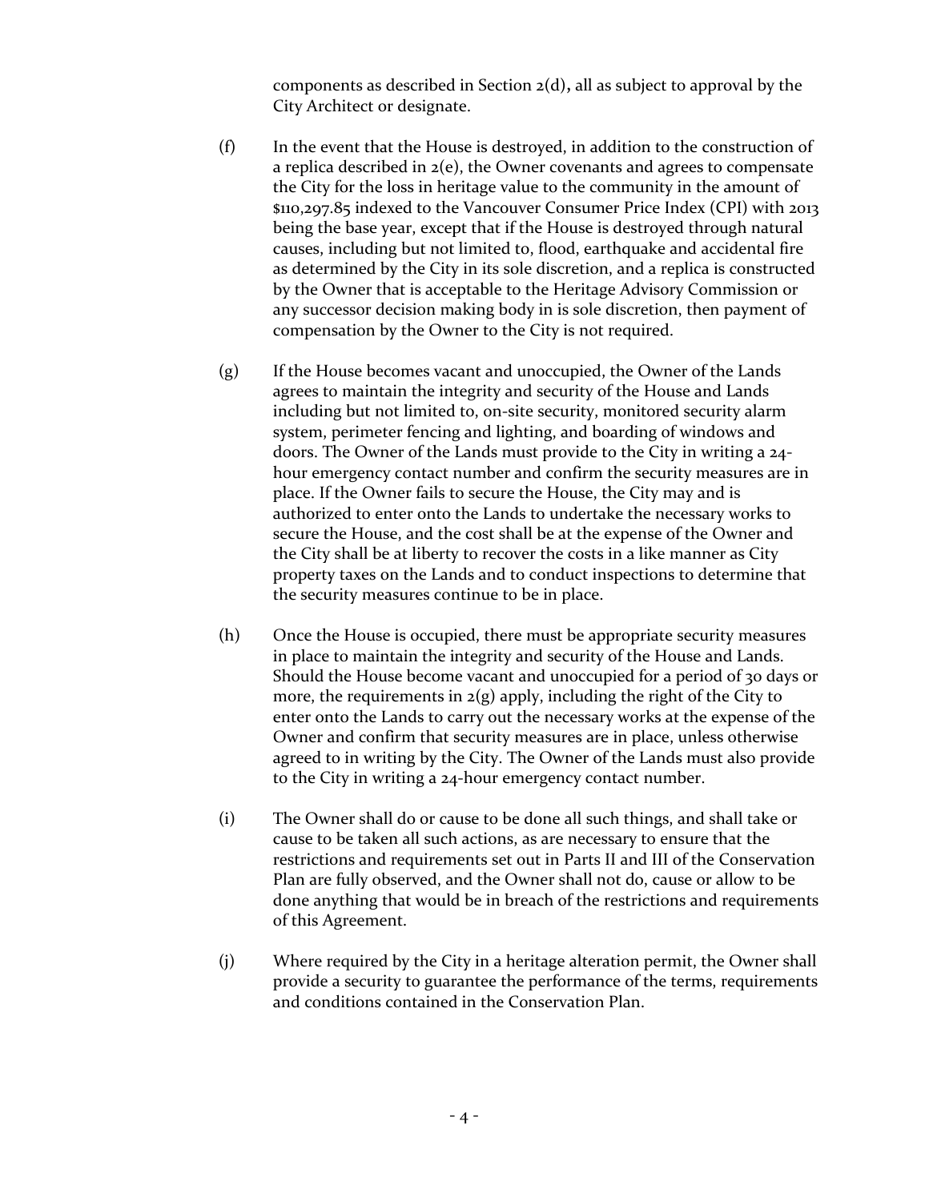components as described in Section 2(d), all as subject to approval by the City Architect or designate.

(f) In the event that the House is destroyed, in addition to the construction of a replica described in 2(e), the Owner covenants and agrees to compensate the City for the loss in heritage value to the community in the amount of $110,297.85 indexed to the Vancouver Consumer Price Index (CPI) with 2013 being the base year, except that if the House is destroyed through natural causes, including but not limited to, flood, earthquake and accidental fire as determined by the City in its sole discretion, and a replica is constructed by the Owner that is acceptable to the Heritage Advisory Commission or any successor decision making body in is sole discretion, then payment of compensation by the Owner to the City is not required.

(g) If the House becomes vacant and unoccupied, the Owner of the Lands agrees to maintain the integrity and security of the House and Lands including but not limited to, on-site security, monitored security alarm system, perimeter fencing and lighting, and boarding of windows and doors. The Owner of the Lands must provide to the City in writing a 24-hour emergency contact number and confirm the security measures are in place. If the Owner fails to secure the House, the City may and is authorized to enter onto the Lands to undertake the necessary works to secure the House, and the cost shall be at the expense of the Owner and the City shall be at liberty to recover the costs in a like manner as City property taxes on the Lands and to conduct inspections to determine that the security measures continue to be in place.

(h) Once the House is occupied, there must be appropriate security measures in place to maintain the integrity and security of the House and Lands. Should the House become vacant and unoccupied for a period of 30 days or more, the requirements in 2(g) apply, including the right of the City to enter onto the Lands to carry out the necessary works at the expense of the Owner and confirm that security measures are in place, unless otherwise agreed to in writing by the City. The Owner of the Lands must also provide to the City in writing a 24-hour emergency contact number.

(i) The Owner shall do or cause to be done all such things, and shall take or cause to be taken all such actions, as are necessary to ensure that the restrictions and requirements set out in Parts II and III of the Conservation Plan are fully observed, and the Owner shall not do, cause or allow to be done anything that would be in breach of the restrictions and requirements of this Agreement.

(j) Where required by the City in a heritage alteration permit, the Owner shall provide a security to guarantee the performance of the terms, requirements and conditions contained in the Conservation Plan.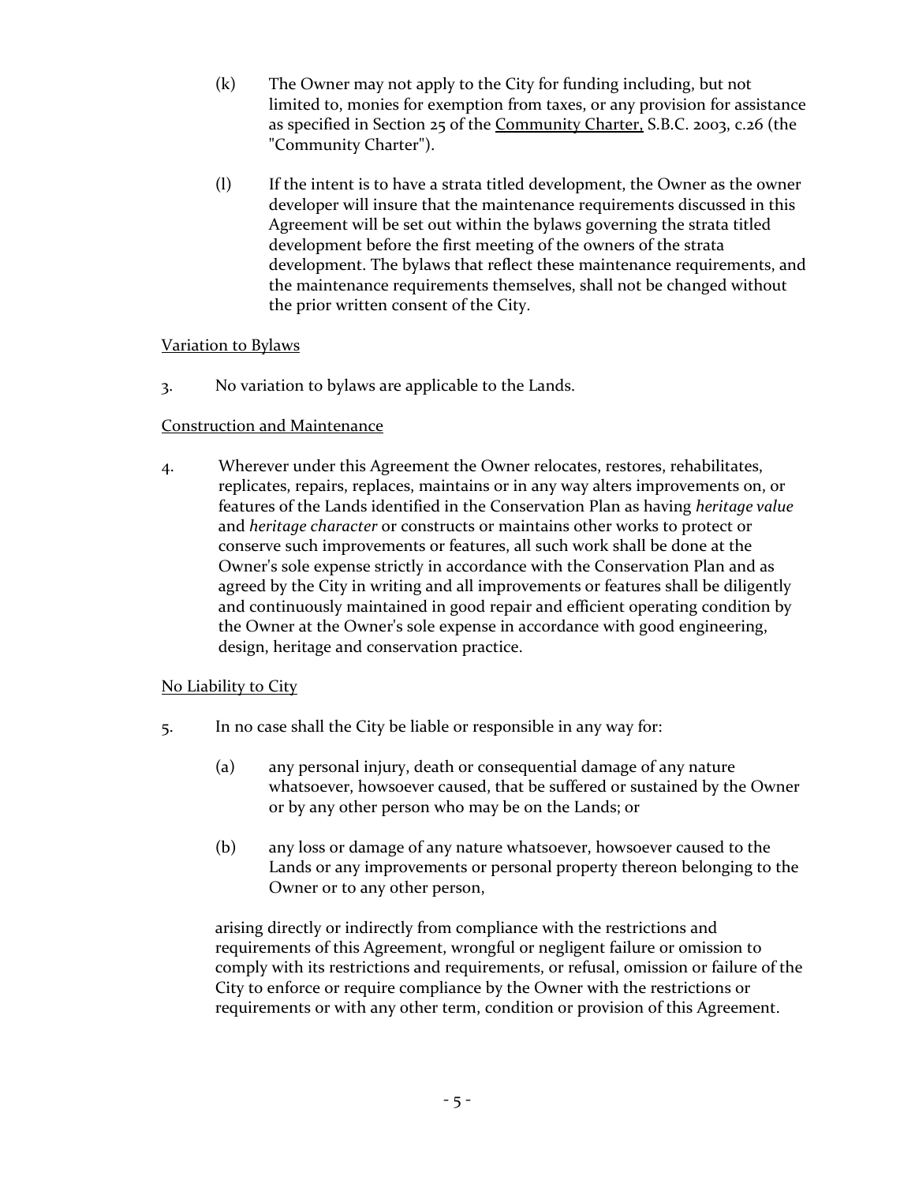(k) The Owner may not apply to the City for funding including, but not limited to, monies for exemption from taxes, or any provision for assistance as specified in Section 25 of the <u>Community Charter,</u> S.B.C. 2003, c.26 (the "Community Charter").

(l) If the intent is to have a strata titled development, the Owner as the owner developer will insure that the maintenance requirements discussed in this Agreement will be set out within the bylaws governing the strata titled development before the first meeting of the owners of the strata development. The bylaws that reflect these maintenance requirements, and the maintenance requirements themselves, shall not be changed without the prior written consent of the City.

<u>Variation to Bylaws</u>

3. No variation to bylaws are applicable to the Lands.

<u>Construction and Maintenance</u>

4. Wherever under this Agreement the Owner relocates, restores, rehabilitates, replicates, repairs, replaces, maintains or in any way alters improvements on, or features of the Lands identified in the Conservation Plan as having *heritage value* and *heritage character* or constructs or maintains other works to protect or conserve such improvements or features, all such work shall be done at the Owner's sole expense strictly in accordance with the Conservation Plan and as agreed by the City in writing and all improvements or features shall be diligently and continuously maintained in good repair and efficient operating condition by the Owner at the Owner's sole expense in accordance with good engineering, design, heritage and conservation practice.

<u>No Liability to City</u>

5. In no case shall the City be liable or responsible in any way for:

(a) any personal injury, death or consequential damage of any nature whatsoever, howsoever caused, that be suffered or sustained by the Owner or by any other person who may be on the Lands; or

(b) any loss or damage of any nature whatsoever, howsoever caused to the Lands or any improvements or personal property thereon belonging to the Owner or to any other person,

arising directly or indirectly from compliance with the restrictions and requirements of this Agreement, wrongful or negligent failure or omission to comply with its restrictions and requirements, or refusal, omission or failure of the City to enforce or require compliance by the Owner with the restrictions or requirements or with any other term, condition or provision of this Agreement.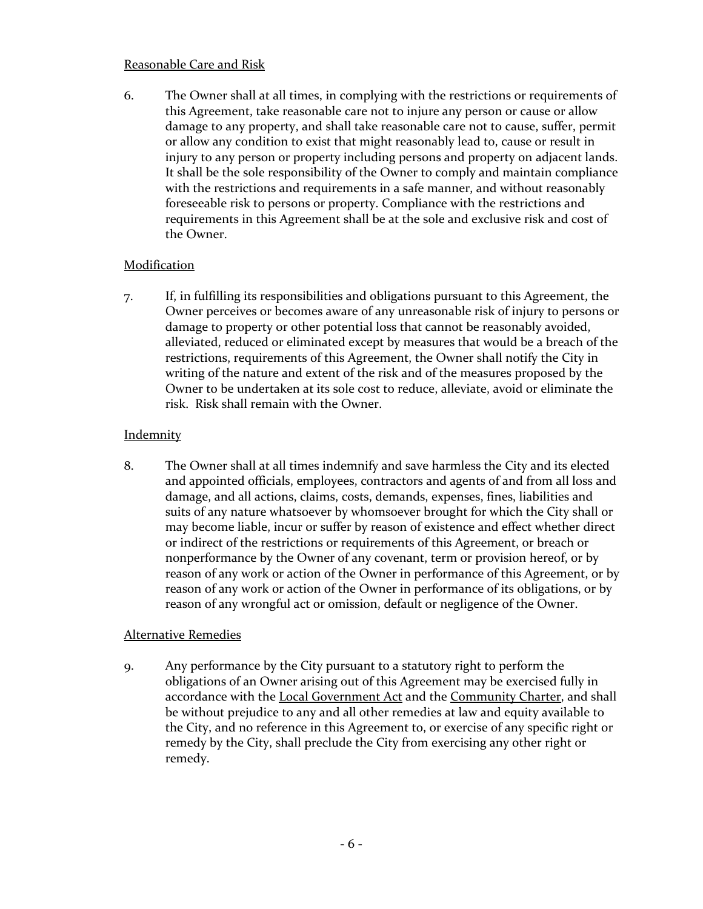Reasonable Care and Risk

6. The Owner shall at all times, in complying with the restrictions or requirements of this Agreement, take reasonable care not to injure any person or cause or allow damage to any property, and shall take reasonable care not to cause, suffer, permit or allow any condition to exist that might reasonably lead to, cause or result in injury to any person or property including persons and property on adjacent lands. It shall be the sole responsibility of the Owner to comply and maintain compliance with the restrictions and requirements in a safe manner, and without reasonably foreseeable risk to persons or property. Compliance with the restrictions and requirements in this Agreement shall be at the sole and exclusive risk and cost of the Owner.

Modification

7. If, in fulfilling its responsibilities and obligations pursuant to this Agreement, the Owner perceives or becomes aware of any unreasonable risk of injury to persons or damage to property or other potential loss that cannot be reasonably avoided, alleviated, reduced or eliminated except by measures that would be a breach of the restrictions, requirements of this Agreement, the Owner shall notify the City in writing of the nature and extent of the risk and of the measures proposed by the Owner to be undertaken at its sole cost to reduce, alleviate, avoid or eliminate the risk. Risk shall remain with the Owner.

Indemnity

8. The Owner shall at all times indemnify and save harmless the City and its elected and appointed officials, employees, contractors and agents of and from all loss and damage, and all actions, claims, costs, demands, expenses, fines, liabilities and suits of any nature whatsoever by whomsoever brought for which the City shall or may become liable, incur or suffer by reason of existence and effect whether direct or indirect of the restrictions or requirements of this Agreement, or breach or nonperformance by the Owner of any covenant, term or provision hereof, or by reason of any work or action of the Owner in performance of this Agreement, or by reason of any work or action of the Owner in performance of its obligations, or by reason of any wrongful act or omission, default or negligence of the Owner.

Alternative Remedies

9. Any performance by the City pursuant to a statutory right to perform the obligations of an Owner arising out of this Agreement may be exercised fully in accordance with the Local Government Act and the Community Charter, and shall be without prejudice to any and all other remedies at law and equity available to the City, and no reference in this Agreement to, or exercise of any specific right or remedy by the City, shall preclude the City from exercising any other right or remedy.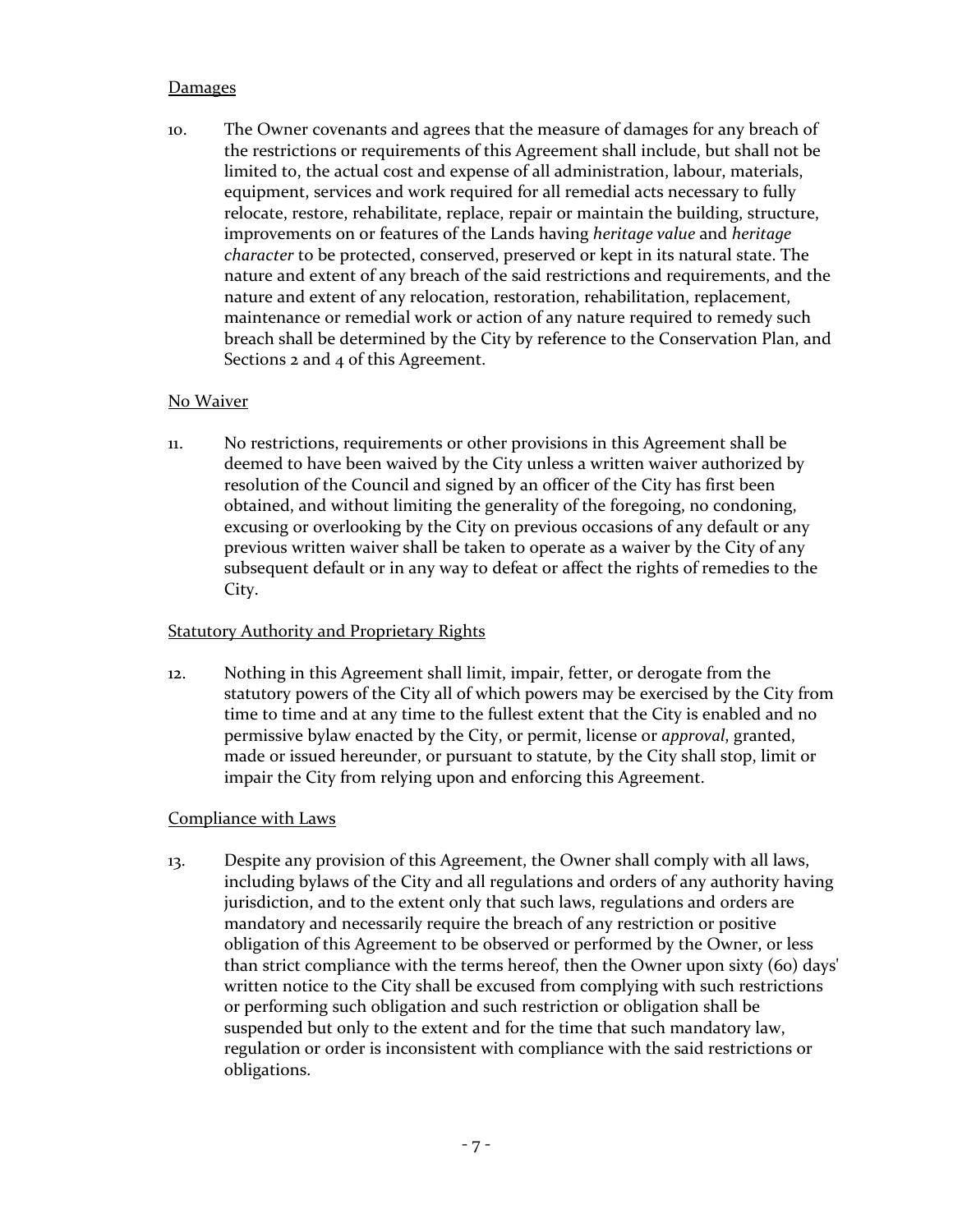<u>Damages</u>

10. The Owner covenants and agrees that the measure of damages for any breach of the restrictions or requirements of this Agreement shall include, but shall not be limited to, the actual cost and expense of all administration, labour, materials, equipment, services and work required for all remedial acts necessary to fully relocate, restore, rehabilitate, replace, repair or maintain the building, structure, improvements on or features of the Lands having *heritage value* and *heritage character* to be protected, conserved, preserved or kept in its natural state. The nature and extent of any breach of the said restrictions and requirements, and the nature and extent of any relocation, restoration, rehabilitation, replacement, maintenance or remedial work or action of any nature required to remedy such breach shall be determined by the City by reference to the Conservation Plan, and Sections 2 and 4 of this Agreement.

<u>No Waiver</u>

11. No restrictions, requirements or other provisions in this Agreement shall be deemed to have been waived by the City unless a written waiver authorized by resolution of the Council and signed by an officer of the City has first been obtained, and without limiting the generality of the foregoing, no condoning, excusing or overlooking by the City on previous occasions of any default or any previous written waiver shall be taken to operate as a waiver by the City of any subsequent default or in any way to defeat or affect the rights of remedies to the City.

<u>Statutory Authority and Proprietary Rights</u>

12. Nothing in this Agreement shall limit, impair, fetter, or derogate from the statutory powers of the City all of which powers may be exercised by the City from time to time and at any time to the fullest extent that the City is enabled and no permissive bylaw enacted by the City, or permit, license or *approval*, granted, made or issued hereunder, or pursuant to statute, by the City shall stop, limit or impair the City from relying upon and enforcing this Agreement.

<u>Compliance with Laws</u>

13. Despite any provision of this Agreement, the Owner shall comply with all laws, including bylaws of the City and all regulations and orders of any authority having jurisdiction, and to the extent only that such laws, regulations and orders are mandatory and necessarily require the breach of any restriction or positive obligation of this Agreement to be observed or performed by the Owner, or less than strict compliance with the terms hereof, then the Owner upon sixty (60) days' written notice to the City shall be excused from complying with such restrictions or performing such obligation and such restriction or obligation shall be suspended but only to the extent and for the time that such mandatory law, regulation or order is inconsistent with compliance with the said restrictions or obligations.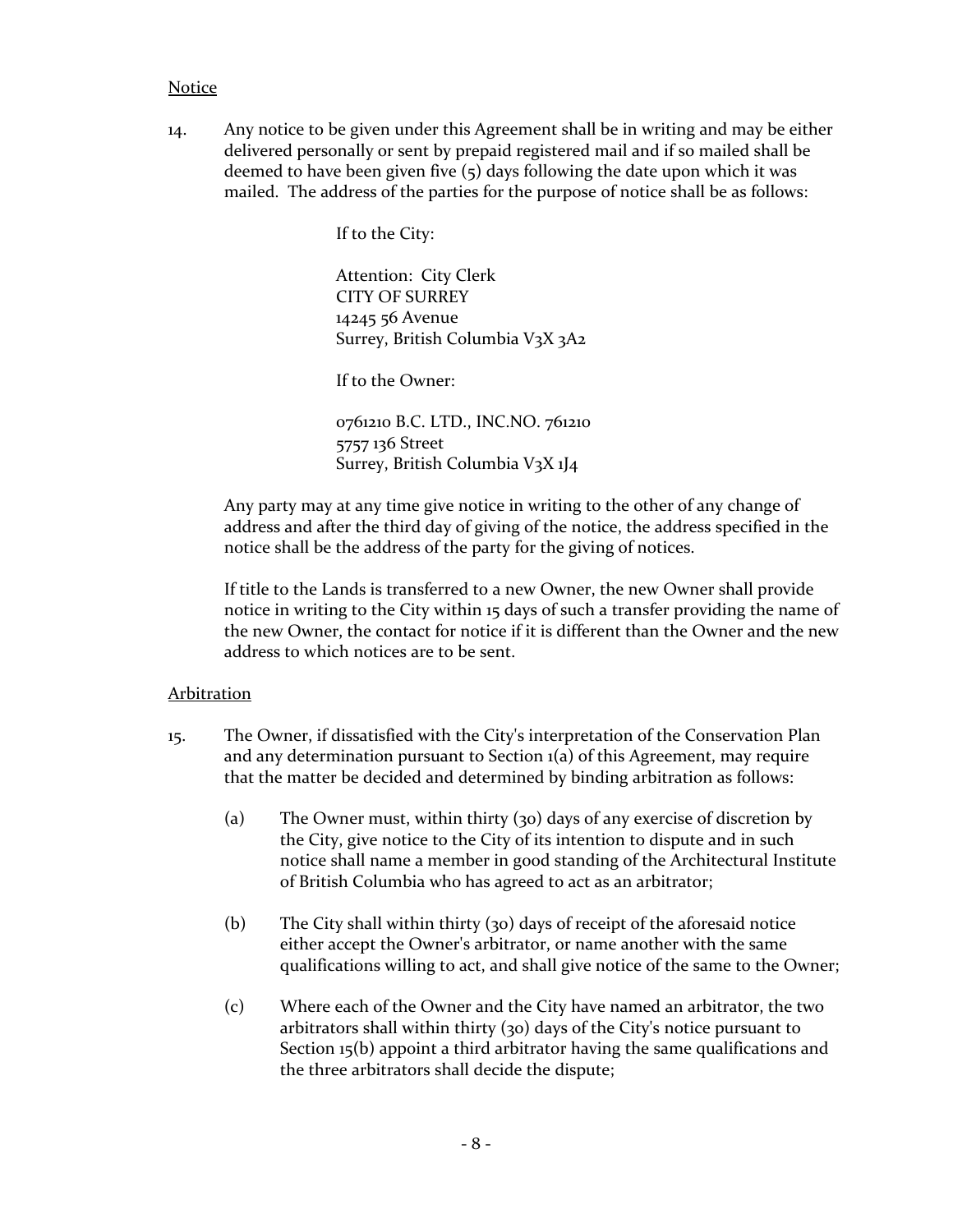Notice

14. Any notice to be given under this Agreement shall be in writing and may be either delivered personally or sent by prepaid registered mail and if so mailed shall be deemed to have been given five (5) days following the date upon which it was mailed. The address of the parties for the purpose of notice shall be as follows:

    If to the City:

    Attention: City Clerk
    CITY OF SURREY
    14245 56 Avenue
    Surrey, British Columbia V3X 3A2

    If to the Owner:

    0761210 B.C. LTD., INC.NO. 761210
    5757 136 Street
    Surrey, British Columbia V3X 1J4

    Any party may at any time give notice in writing to the other of any change of address and after the third day of giving of the notice, the address specified in the notice shall be the address of the party for the giving of notices.

    If title to the Lands is transferred to a new Owner, the new Owner shall provide notice in writing to the City within 15 days of such a transfer providing the name of the new Owner, the contact for notice if it is different than the Owner and the new address to which notices are to be sent.

Arbitration

15. The Owner, if dissatisfied with the City's interpretation of the Conservation Plan and any determination pursuant to Section 1(a) of this Agreement, may require that the matter be decided and determined by binding arbitration as follows:

    (a) The Owner must, within thirty (30) days of any exercise of discretion by the City, give notice to the City of its intention to dispute and in such notice shall name a member in good standing of the Architectural Institute of British Columbia who has agreed to act as an arbitrator;

    (b) The City shall within thirty (30) days of receipt of the aforesaid notice either accept the Owner's arbitrator, or name another with the same qualifications willing to act, and shall give notice of the same to the Owner;

    (c) Where each of the Owner and the City have named an arbitrator, the two arbitrators shall within thirty (30) days of the City's notice pursuant to Section 15(b) appoint a third arbitrator having the same qualifications and the three arbitrators shall decide the dispute;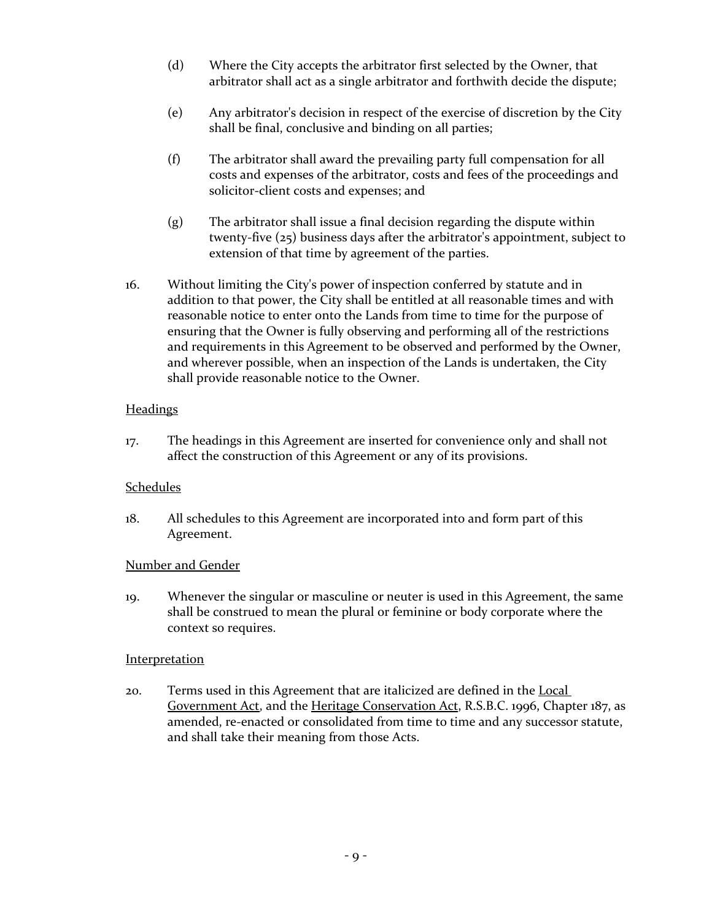(d) Where the City accepts the arbitrator first selected by the Owner, that arbitrator shall act as a single arbitrator and forthwith decide the dispute;

(e) Any arbitrator's decision in respect of the exercise of discretion by the City shall be final, conclusive and binding on all parties;

(f) The arbitrator shall award the prevailing party full compensation for all costs and expenses of the arbitrator, costs and fees of the proceedings and solicitor-client costs and expenses; and

(g) The arbitrator shall issue a final decision regarding the dispute within twenty-five (25) business days after the arbitrator's appointment, subject to extension of that time by agreement of the parties.

16. Without limiting the City's power of inspection conferred by statute and in addition to that power, the City shall be entitled at all reasonable times and with reasonable notice to enter onto the Lands from time to time for the purpose of ensuring that the Owner is fully observing and performing all of the restrictions and requirements in this Agreement to be observed and performed by the Owner, and wherever possible, when an inspection of the Lands is undertaken, the City shall provide reasonable notice to the Owner.

<u>Headings</u>

17. The headings in this Agreement are inserted for convenience only and shall not affect the construction of this Agreement or any of its provisions.

<u>Schedules</u>

18. All schedules to this Agreement are incorporated into and form part of this Agreement.

<u>Number and Gender</u>

19. Whenever the singular or masculine or neuter is used in this Agreement, the same shall be construed to mean the plural or feminine or body corporate where the context so requires.

<u>Interpretation</u>

20. Terms used in this Agreement that are italicized are defined in the <u>Local Government Act</u>, and the <u>Heritage Conservation Act</u>, R.S.B.C. 1996, Chapter 187, as amended, re-enacted or consolidated from time to time and any successor statute, and shall take their meaning from those Acts.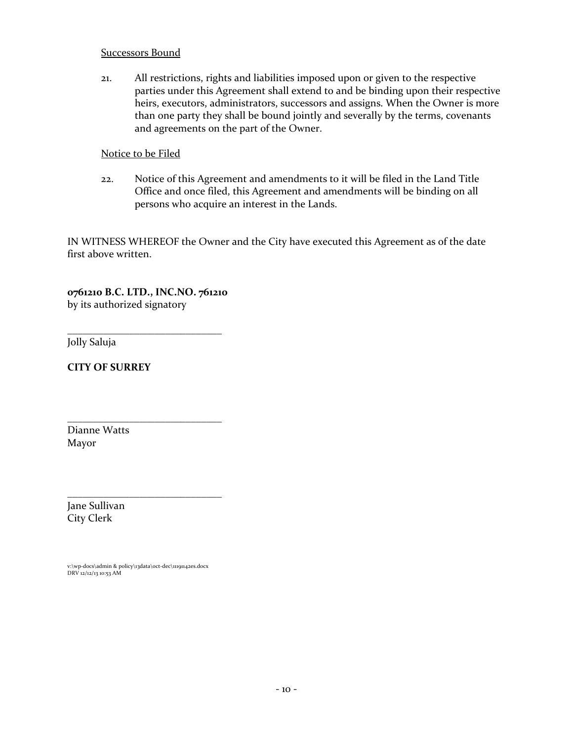Successors Bound

21. All restrictions, rights and liabilities imposed upon or given to the respective parties under this Agreement shall extend to and be binding upon their respective heirs, executors, administrators, successors and assigns. When the Owner is more than one party they shall be bound jointly and severally by the terms, covenants and agreements on the part of the Owner.

Notice to be Filed

22. Notice of this Agreement and amendments to it will be filed in the Land Title Office and once filed, this Agreement and amendments will be binding on all persons who acquire an interest in the Lands.

IN WITNESS WHEREOF the Owner and the City have executed this Agreement as of the date first above written.

**0761210 B.C. LTD., INC.NO. 761210**
by its authorized signatory

______________________________
Jolly Saluja

**CITY OF SURREY**

______________________________
Dianne Watts
Mayor

______________________________
Jane Sullivan
City Clerk

v:\wp-docs\admin & policy\13data\oct-dec\11191142es.docx
DRV 12/12/13 10:53 AM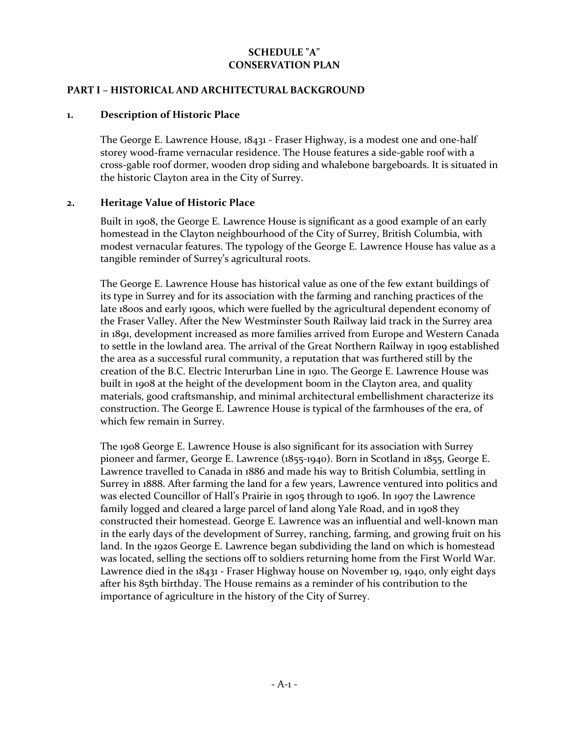# SCHEDULE "A"
# CONSERVATION PLAN

## PART I – HISTORICAL AND ARCHITECTURAL BACKGROUND

### 1. Description of Historic Place

The George E. Lawrence House, 18431 - Fraser Highway, is a modest one and one-half storey wood-frame vernacular residence. The House features a side-gable roof with a cross-gable roof dormer, wooden drop siding and whalebone bargeboards. It is situated in the historic Clayton area in the City of Surrey.

### 2. Heritage Value of Historic Place

Built in 1908, the George E. Lawrence House is significant as a good example of an early homestead in the Clayton neighbourhood of the City of Surrey, British Columbia, with modest vernacular features. The typology of the George E. Lawrence House has value as a tangible reminder of Surrey's agricultural roots.

The George E. Lawrence House has historical value as one of the few extant buildings of its type in Surrey and for its association with the farming and ranching practices of the late 1800s and early 1900s, which were fuelled by the agricultural dependent economy of the Fraser Valley. After the New Westminster South Railway laid track in the Surrey area in 1891, development increased as more families arrived from Europe and Western Canada to settle in the lowland area. The arrival of the Great Northern Railway in 1909 established the area as a successful rural community, a reputation that was furthered still by the creation of the B.C. Electric Interurban Line in 1910. The George E. Lawrence House was built in 1908 at the height of the development boom in the Clayton area, and quality materials, good craftsmanship, and minimal architectural embellishment characterize its construction. The George E. Lawrence House is typical of the farmhouses of the era, of which few remain in Surrey.

The 1908 George E. Lawrence House is also significant for its association with Surrey pioneer and farmer, George E. Lawrence (1855-1940). Born in Scotland in 1855, George E. Lawrence travelled to Canada in 1886 and made his way to British Columbia, settling in Surrey in 1888. After farming the land for a few years, Lawrence ventured into politics and was elected Councillor of Hall's Prairie in 1905 through to 1906. In 1907 the Lawrence family logged and cleared a large parcel of land along Yale Road, and in 1908 they constructed their homestead. George E. Lawrence was an influential and well-known man in the early days of the development of Surrey, ranching, farming, and growing fruit on his land. In the 1920s George E. Lawrence began subdividing the land on which is homestead was located, selling the sections off to soldiers returning home from the First World War. Lawrence died in the 18431 - Fraser Highway house on November 19, 1940, only eight days after his 85th birthday. The House remains as a reminder of his contribution to the importance of agriculture in the history of the City of Surrey.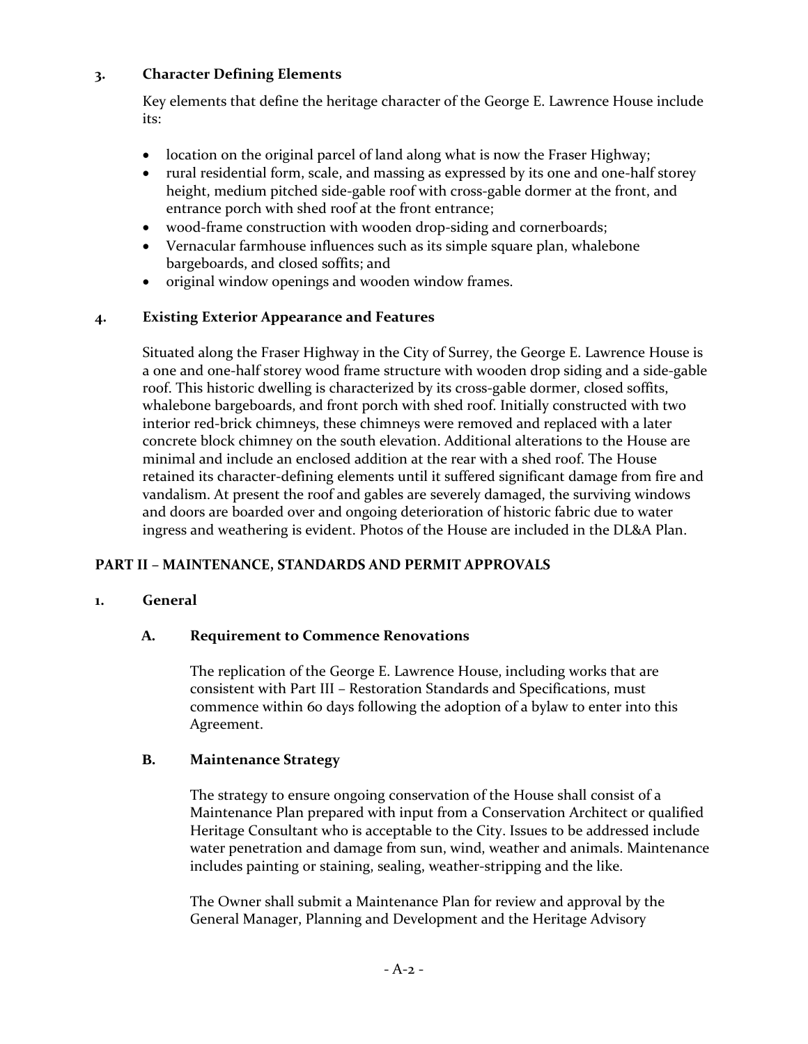### 3. Character Defining Elements

Key elements that define the heritage character of the George E. Lawrence House include its:

- location on the original parcel of land along what is now the Fraser Highway;
- rural residential form, scale, and massing as expressed by its one and one-half storey height, medium pitched side-gable roof with cross-gable dormer at the front, and entrance porch with shed roof at the front entrance;
- wood-frame construction with wooden drop-siding and cornerboards;
- Vernacular farmhouse influences such as its simple square plan, whalebone bargeboards, and closed soffits; and
- original window openings and wooden window frames.

### 4. Existing Exterior Appearance and Features

Situated along the Fraser Highway in the City of Surrey, the George E. Lawrence House is a one and one-half storey wood frame structure with wooden drop siding and a side-gable roof. This historic dwelling is characterized by its cross-gable dormer, closed soffits, whalebone bargeboards, and front porch with shed roof. Initially constructed with two interior red-brick chimneys, these chimneys were removed and replaced with a later concrete block chimney on the south elevation. Additional alterations to the House are minimal and include an enclosed addition at the rear with a shed roof. The House retained its character-defining elements until it suffered significant damage from fire and vandalism. At present the roof and gables are severely damaged, the surviving windows and doors are boarded over and ongoing deterioration of historic fabric due to water ingress and weathering is evident. Photos of the House are included in the DL&A Plan.

## PART II – MAINTENANCE, STANDARDS AND PERMIT APPROVALS

### 1. General

#### A. Requirement to Commence Renovations

The replication of the George E. Lawrence House, including works that are consistent with Part III – Restoration Standards and Specifications, must commence within 60 days following the adoption of a bylaw to enter into this Agreement.

#### B. Maintenance Strategy

The strategy to ensure ongoing conservation of the House shall consist of a Maintenance Plan prepared with input from a Conservation Architect or qualified Heritage Consultant who is acceptable to the City. Issues to be addressed include water penetration and damage from sun, wind, weather and animals. Maintenance includes painting or staining, sealing, weather-stripping and the like.

The Owner shall submit a Maintenance Plan for review and approval by the General Manager, Planning and Development and the Heritage Advisory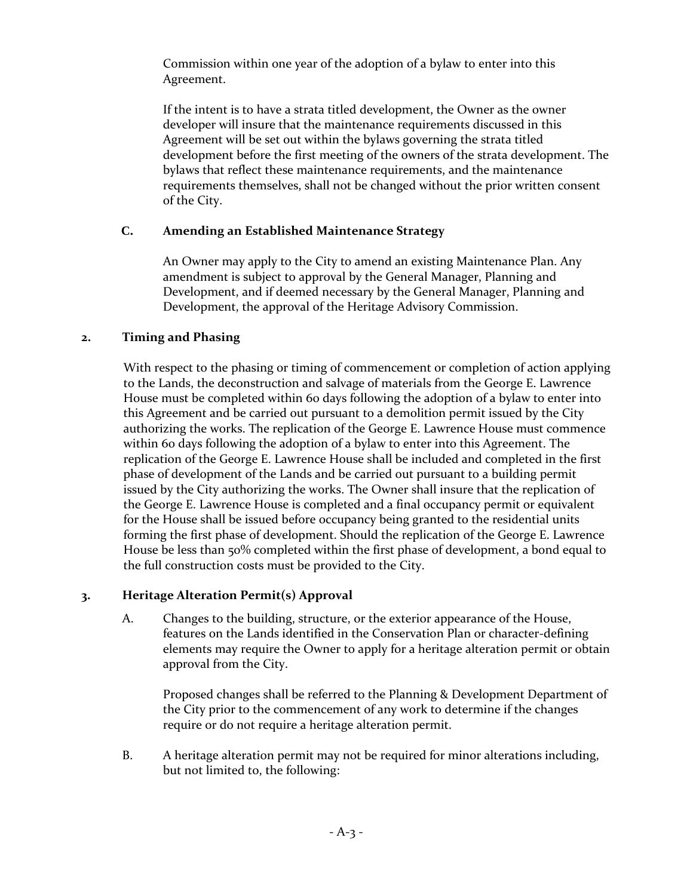Commission within one year of the adoption of a bylaw to enter into this Agreement.

If the intent is to have a strata titled development, the Owner as the owner developer will insure that the maintenance requirements discussed in this Agreement will be set out within the bylaws governing the strata titled development before the first meeting of the owners of the strata development. The bylaws that reflect these maintenance requirements, and the maintenance requirements themselves, shall not be changed without the prior written consent of the City.

### C. Amending an Established Maintenance Strategy

An Owner may apply to the City to amend an existing Maintenance Plan. Any amendment is subject to approval by the General Manager, Planning and Development, and if deemed necessary by the General Manager, Planning and Development, the approval of the Heritage Advisory Commission.

## 2. Timing and Phasing

With respect to the phasing or timing of commencement or completion of action applying to the Lands, the deconstruction and salvage of materials from the George E. Lawrence House must be completed within 60 days following the adoption of a bylaw to enter into this Agreement and be carried out pursuant to a demolition permit issued by the City authorizing the works. The replication of the George E. Lawrence House must commence within 60 days following the adoption of a bylaw to enter into this Agreement. The replication of the George E. Lawrence House shall be included and completed in the first phase of development of the Lands and be carried out pursuant to a building permit issued by the City authorizing the works. The Owner shall insure that the replication of the George E. Lawrence House is completed and a final occupancy permit or equivalent for the House shall be issued before occupancy being granted to the residential units forming the first phase of development. Should the replication of the George E. Lawrence House be less than 50% completed within the first phase of development, a bond equal to the full construction costs must be provided to the City.

## 3. Heritage Alteration Permit(s) Approval

A. Changes to the building, structure, or the exterior appearance of the House, features on the Lands identified in the Conservation Plan or character-defining elements may require the Owner to apply for a heritage alteration permit or obtain approval from the City.

Proposed changes shall be referred to the Planning & Development Department of the City prior to the commencement of any work to determine if the changes require or do not require a heritage alteration permit.

B. A heritage alteration permit may not be required for minor alterations including, but not limited to, the following: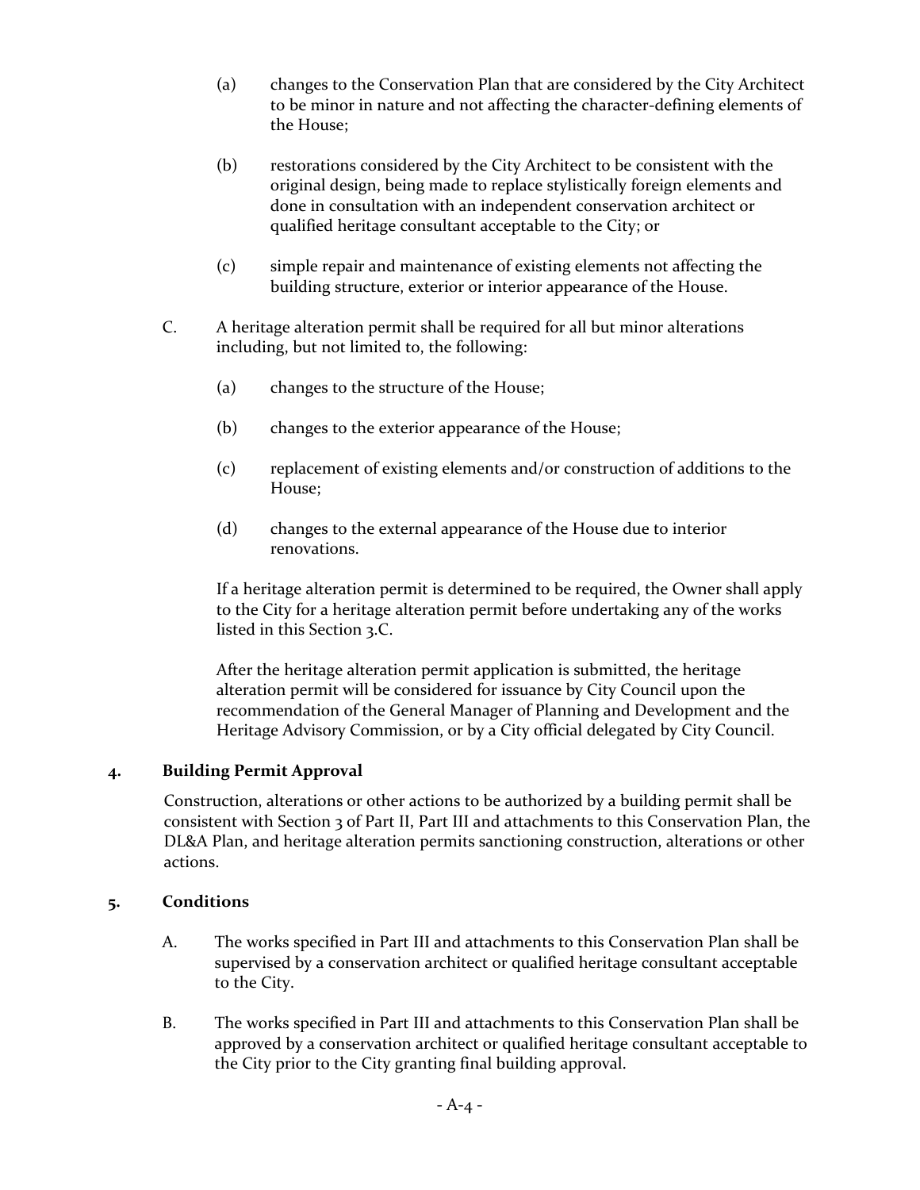(a) changes to the Conservation Plan that are considered by the City Architect to be minor in nature and not affecting the character-defining elements of the House;

(b) restorations considered by the City Architect to be consistent with the original design, being made to replace stylistically foreign elements and done in consultation with an independent conservation architect or qualified heritage consultant acceptable to the City; or

(c) simple repair and maintenance of existing elements not affecting the building structure, exterior or interior appearance of the House.

C. A heritage alteration permit shall be required for all but minor alterations including, but not limited to, the following:

(a) changes to the structure of the House;

(b) changes to the exterior appearance of the House;

(c) replacement of existing elements and/or construction of additions to the House;

(d) changes to the external appearance of the House due to interior renovations.

If a heritage alteration permit is determined to be required, the Owner shall apply to the City for a heritage alteration permit before undertaking any of the works listed in this Section 3.C.

After the heritage alteration permit application is submitted, the heritage alteration permit will be considered for issuance by City Council upon the recommendation of the General Manager of Planning and Development and the Heritage Advisory Commission, or by a City official delegated by City Council.

**4. Building Permit Approval**

Construction, alterations or other actions to be authorized by a building permit shall be consistent with Section 3 of Part II, Part III and attachments to this Conservation Plan, the DL&A Plan, and heritage alteration permits sanctioning construction, alterations or other actions.

**5. Conditions**

A. The works specified in Part III and attachments to this Conservation Plan shall be supervised by a conservation architect or qualified heritage consultant acceptable to the City.

B. The works specified in Part III and attachments to this Conservation Plan shall be approved by a conservation architect or qualified heritage consultant acceptable to the City prior to the City granting final building approval.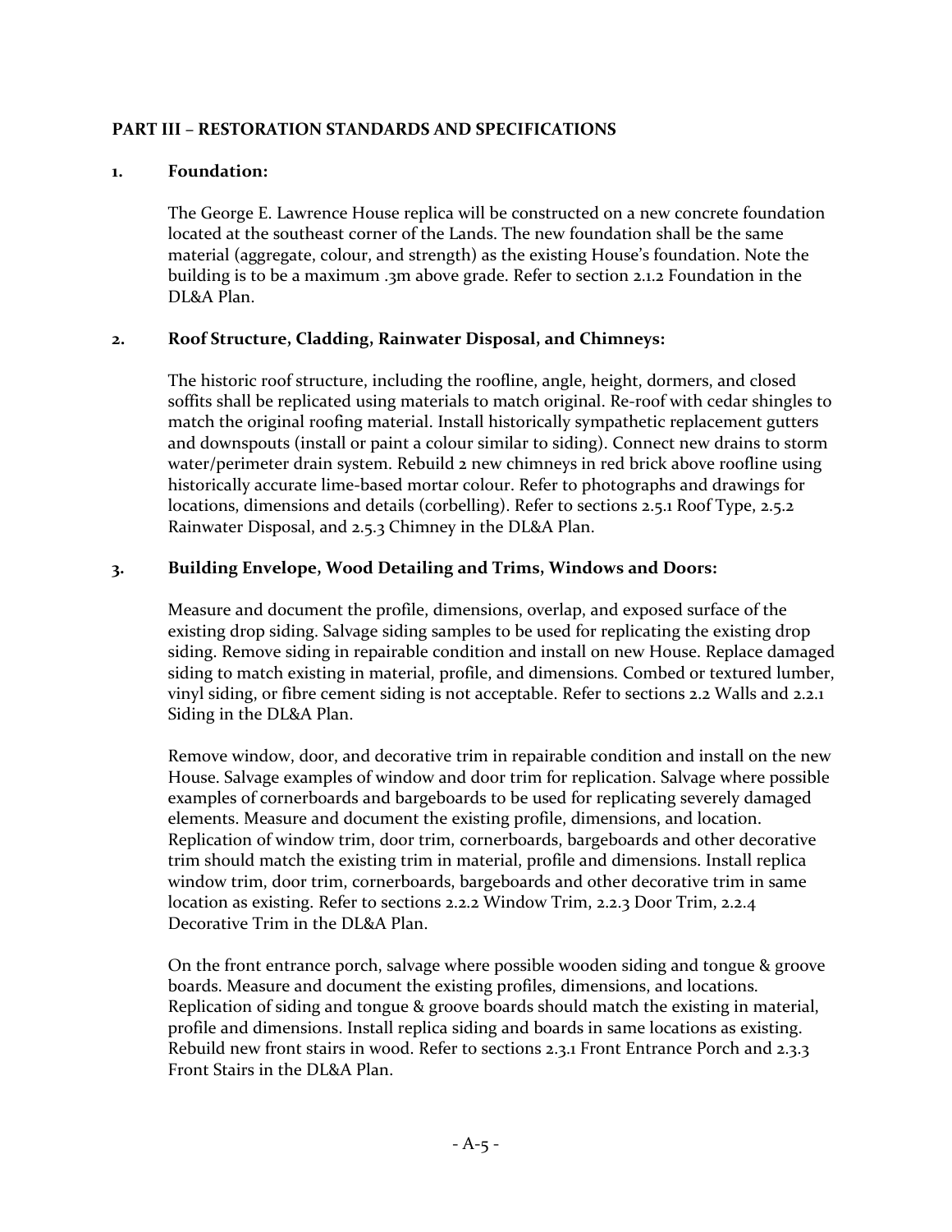## PART III – RESTORATION STANDARDS AND SPECIFICATIONS

### 1. Foundation:

The George E. Lawrence House replica will be constructed on a new concrete foundation located at the southeast corner of the Lands. The new foundation shall be the same material (aggregate, colour, and strength) as the existing House's foundation. Note the building is to be a maximum .3m above grade. Refer to section 2.1.2 Foundation in the DL&A Plan.

### 2. Roof Structure, Cladding, Rainwater Disposal, and Chimneys:

The historic roof structure, including the roofline, angle, height, dormers, and closed soffits shall be replicated using materials to match original. Re-roof with cedar shingles to match the original roofing material. Install historically sympathetic replacement gutters and downspouts (install or paint a colour similar to siding). Connect new drains to storm water/perimeter drain system. Rebuild 2 new chimneys in red brick above roofline using historically accurate lime-based mortar colour. Refer to photographs and drawings for locations, dimensions and details (corbelling). Refer to sections 2.5.1 Roof Type, 2.5.2 Rainwater Disposal, and 2.5.3 Chimney in the DL&A Plan.

### 3. Building Envelope, Wood Detailing and Trims, Windows and Doors:

Measure and document the profile, dimensions, overlap, and exposed surface of the existing drop siding. Salvage siding samples to be used for replicating the existing drop siding. Remove siding in repairable condition and install on new House. Replace damaged siding to match existing in material, profile, and dimensions. Combed or textured lumber, vinyl siding, or fibre cement siding is not acceptable. Refer to sections 2.2 Walls and 2.2.1 Siding in the DL&A Plan.

Remove window, door, and decorative trim in repairable condition and install on the new House. Salvage examples of window and door trim for replication. Salvage where possible examples of cornerboards and bargeboards to be used for replicating severely damaged elements. Measure and document the existing profile, dimensions, and location. Replication of window trim, door trim, cornerboards, bargeboards and other decorative trim should match the existing trim in material, profile and dimensions. Install replica window trim, door trim, cornerboards, bargeboards and other decorative trim in same location as existing. Refer to sections 2.2.2 Window Trim, 2.2.3 Door Trim, 2.2.4 Decorative Trim in the DL&A Plan.

On the front entrance porch, salvage where possible wooden siding and tongue & groove boards. Measure and document the existing profiles, dimensions, and locations. Replication of siding and tongue & groove boards should match the existing in material, profile and dimensions. Install replica siding and boards in same locations as existing. Rebuild new front stairs in wood. Refer to sections 2.3.1 Front Entrance Porch and 2.3.3 Front Stairs in the DL&A Plan.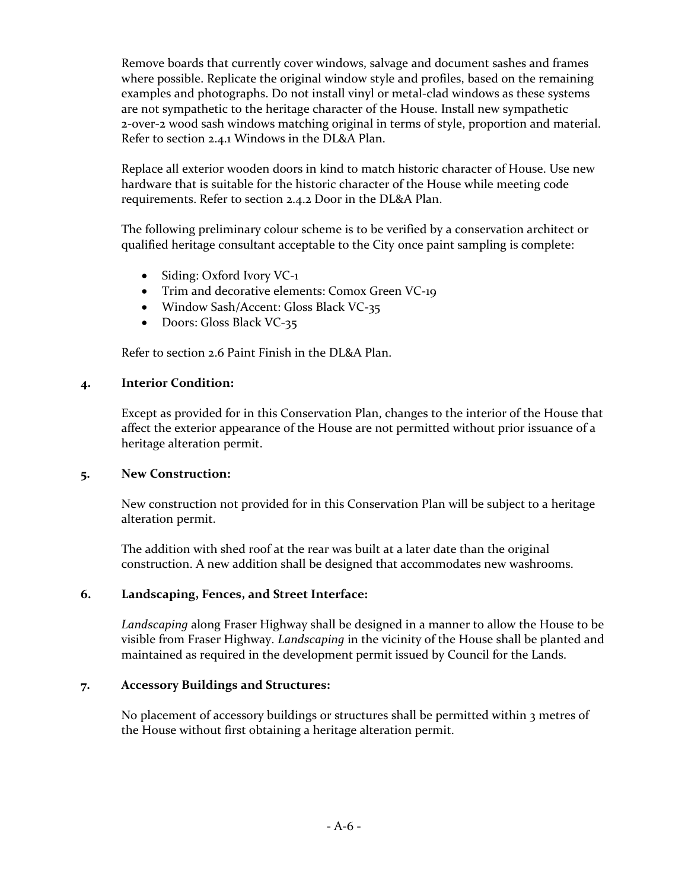Remove boards that currently cover windows, salvage and document sashes and frames where possible. Replicate the original window style and profiles, based on the remaining examples and photographs. Do not install vinyl or metal-clad windows as these systems are not sympathetic to the heritage character of the House. Install new sympathetic 2-over-2 wood sash windows matching original in terms of style, proportion and material. Refer to section 2.4.1 Windows in the DL&A Plan.

Replace all exterior wooden doors in kind to match historic character of House. Use new hardware that is suitable for the historic character of the House while meeting code requirements. Refer to section 2.4.2 Door in the DL&A Plan.

The following preliminary colour scheme is to be verified by a conservation architect or qualified heritage consultant acceptable to the City once paint sampling is complete:

- Siding: Oxford Ivory VC-1
- Trim and decorative elements: Comox Green VC-19
- Window Sash/Accent: Gloss Black VC-35
- Doors: Gloss Black VC-35

Refer to section 2.6 Paint Finish in the DL&A Plan.

**4. Interior Condition:**

Except as provided for in this Conservation Plan, changes to the interior of the House that affect the exterior appearance of the House are not permitted without prior issuance of a heritage alteration permit.

**5. New Construction:**

New construction not provided for in this Conservation Plan will be subject to a heritage alteration permit.

The addition with shed roof at the rear was built at a later date than the original construction. A new addition shall be designed that accommodates new washrooms.

**6. Landscaping, Fences, and Street Interface:**

*Landscaping* along Fraser Highway shall be designed in a manner to allow the House to be visible from Fraser Highway. *Landscaping* in the vicinity of the House shall be planted and maintained as required in the development permit issued by Council for the Lands.

**7. Accessory Buildings and Structures:**

No placement of accessory buildings or structures shall be permitted within 3 metres of the House without first obtaining a heritage alteration permit.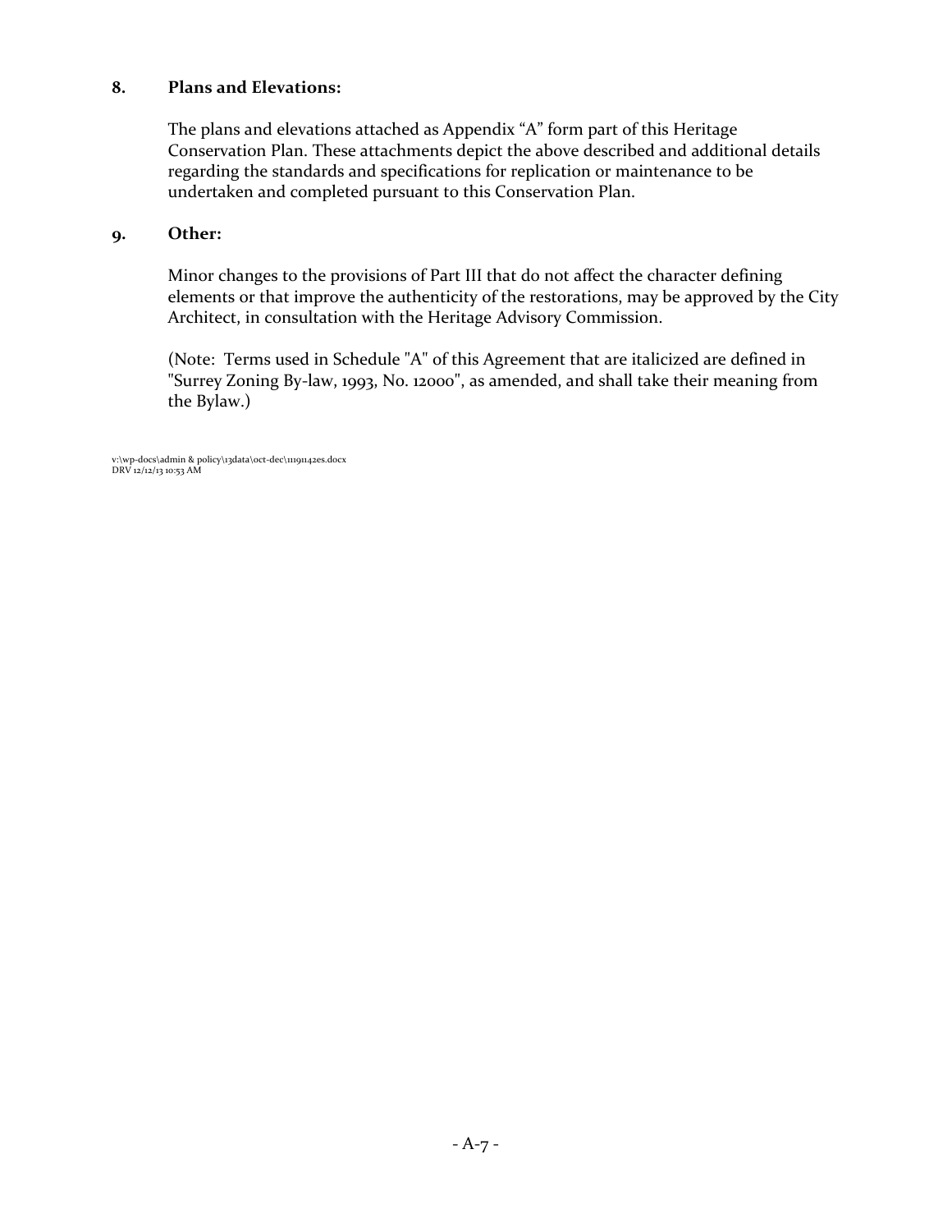## 8. Plans and Elevations:

The plans and elevations attached as Appendix "A" form part of this Heritage Conservation Plan. These attachments depict the above described and additional details regarding the standards and specifications for replication or maintenance to be undertaken and completed pursuant to this Conservation Plan.

## 9. Other:

Minor changes to the provisions of Part III that do not affect the character defining elements or that improve the authenticity of the restorations, may be approved by the City Architect, in consultation with the Heritage Advisory Commission.

(Note: Terms used in Schedule "A" of this Agreement that are italicized are defined in "Surrey Zoning By-law, 1993, No. 12000", as amended, and shall take their meaning from the Bylaw.)

v:\wp-docs\admin & policy\13data\oct-dec\11191142es.docx
DRV 12/12/13 10:53 AM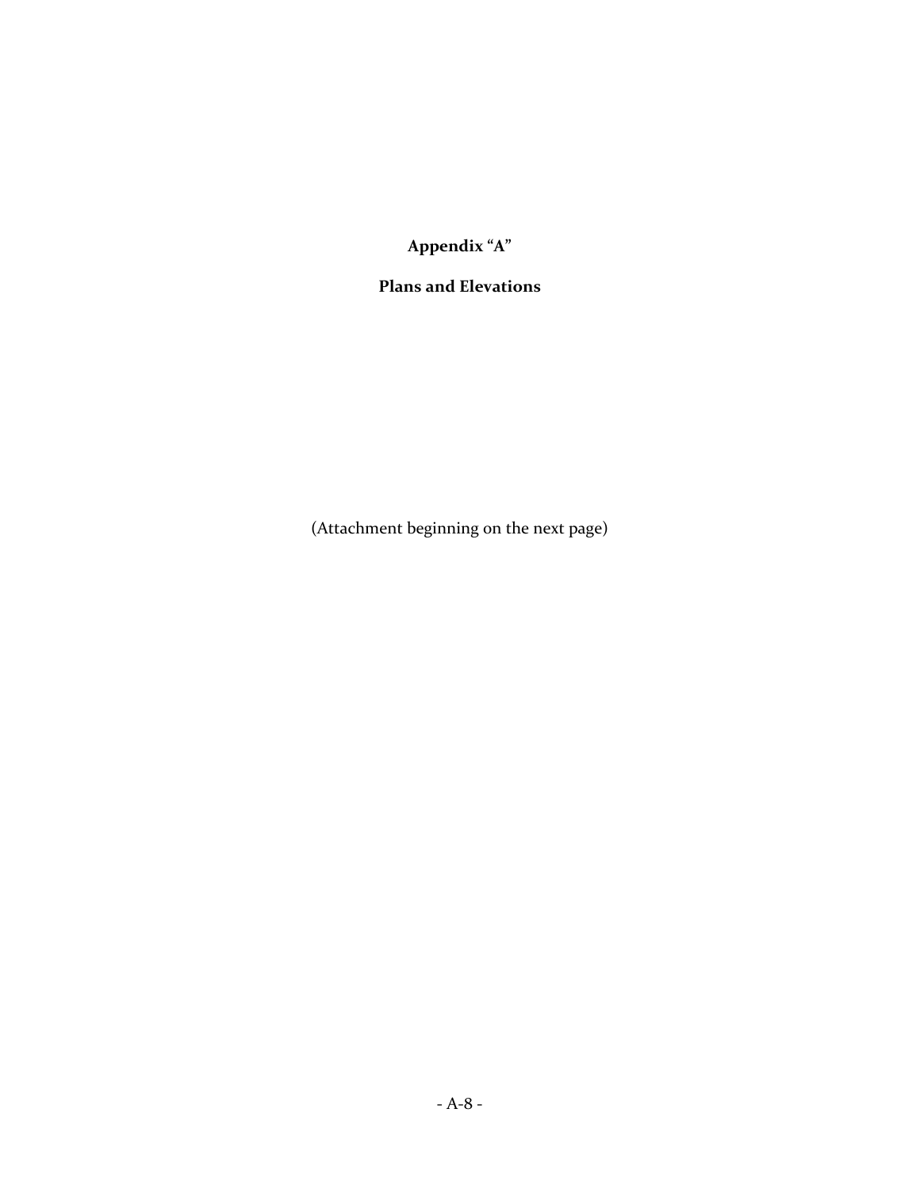**Appendix "A"**

**Plans and Elevations**

(Attachment beginning on the next page)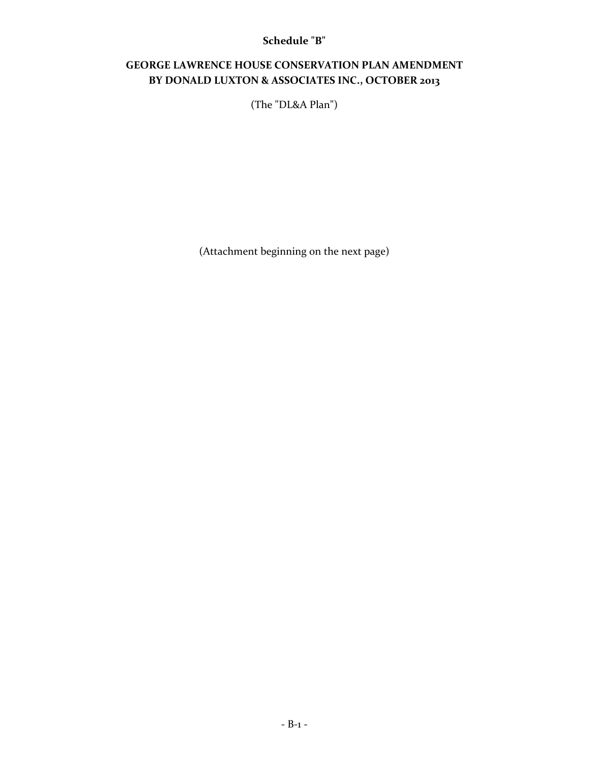**Schedule "B"**

## GEORGE LAWRENCE HOUSE CONSERVATION PLAN AMENDMENT BY DONALD LUXTON & ASSOCIATES INC., OCTOBER 2013

(The "DL&A Plan")

(Attachment beginning on the next page)